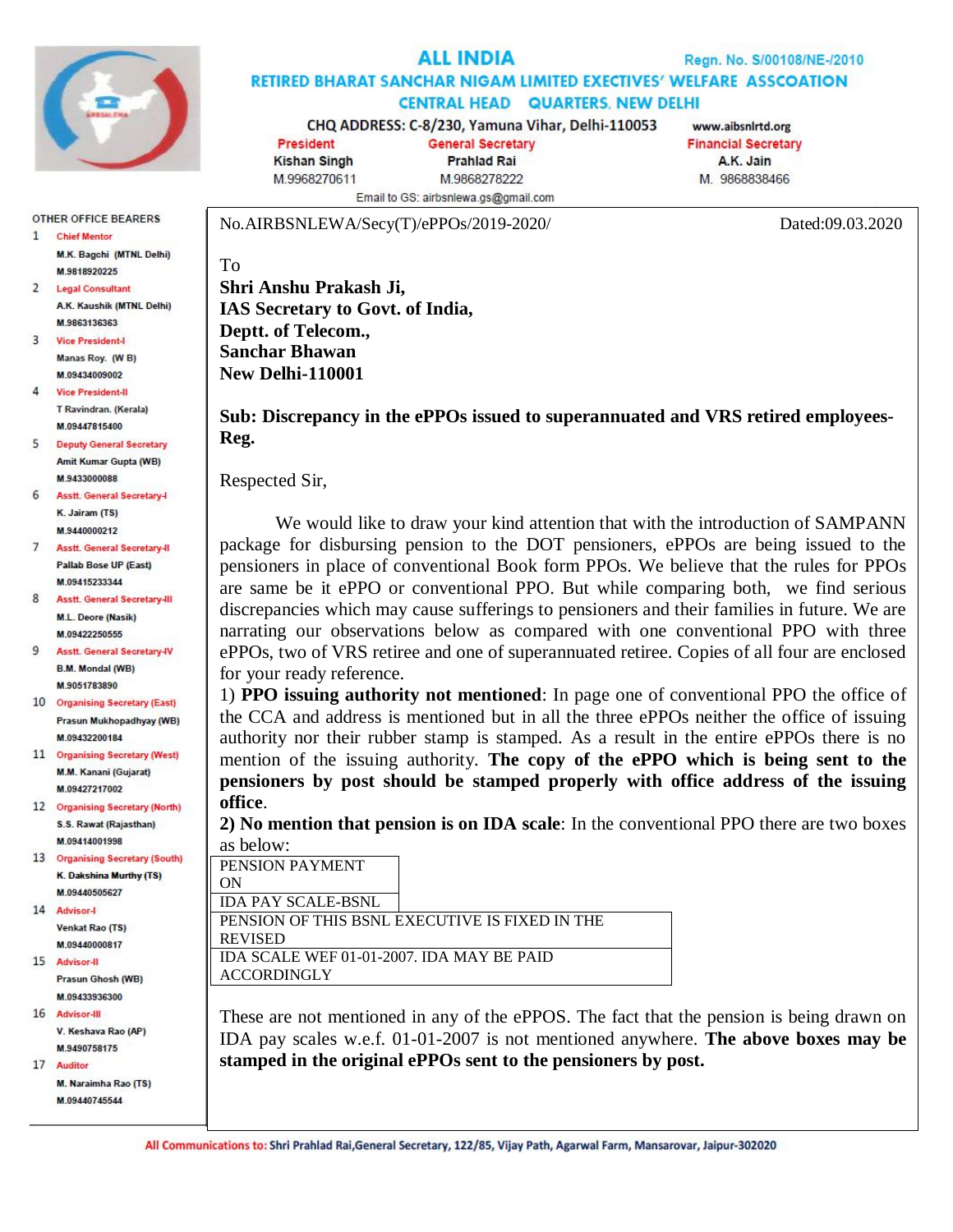# ALL INDIA

Regn. No. S/00108/NE-/2010

## RETIRED BHARAT SANCHAR NIGAM LIMITED EXECTIVES' WELFARE ASSCOATION

### CENTRAL HEAD QUARTERS, NEW DELHI

CHQ ADDRESS: C-8/230, Yamuna Vihar, Delhi-110053

www.aibsnlrtd.org

| President | General Secretary | Financial Secretary |
|---|---|---|
| Kishan Singh | Prahlad Rai | A.K. Jain |
| M.9968270611 | M.9868278222 | M. 9868838466 |

Email to GS: airbsnlewa.gs@gmail.com

**OTHER OFFICE BEARERS**

1. Chief Mentor — M.K. Bagchi (MTNL Delhi) M.9818920225
2. Legal Consultant — A.K. Kaushik (MTNL Delhi) M.9863136363
3. Vice President-I — Manas Roy. (W B) M.09434009002
4. Vice President-II — T Ravindran. (Kerala) M.09447815400
5. Deputy General Secretary — Amit Kumar Gupta (WB) M.9433000088
6. Asstt. General Secretary-I — K. Jairam (TS) M.9440000212
7. Asstt. General Secretary-II — Pallab Bose UP (East) M.09415233344
8. Asstt. General Secretary-III — M.L. Deore (Nasik) M.09422250555
9. Asstt. General Secretary-IV — B.M. Mondal (WB) M.9051783890
10. Organising Secretary (East) — Prasun Mukhopadhyay (WB) M.09432200184
11. Organising Secretary (West) — M.M. Kanani (Gujarat) M.09427217002
12. Organising Secretary (North) — S.S. Rawat (Rajasthan) M.09414001998
13. Organising Secretary (South) — K. Dakshina Murthy (TS) M.09440505627
14. Advisor-I — Venkat Rao (TS) M.09440000817
15. Advisor-II — Prasun Ghosh (WB) M.09433936300
16. Advisor-III — V. Keshava Rao (AP) M.9490758175
17. Auditor — M. Naraimha Rao (TS) M.09440745544

No.AIRBSNLEWA/Secy(T)/ePPOs/2019-2020/ Dated:09.03.2020

To
**Shri Anshu Prakash Ji,**
**IAS Secretary to Govt. of India,**
**Deptt. of Telecom.,**
**Sanchar Bhawan**
**New Delhi-110001**

**Sub: Discrepancy in the ePPOs issued to superannuated and VRS retired employees-Reg.**

Respected Sir,

We would like to draw your kind attention that with the introduction of SAMPANN package for disbursing pension to the DOT pensioners, ePPOs are being issued to the pensioners in place of conventional Book form PPOs. We believe that the rules for PPOs are same be it ePPO or conventional PPO. But while comparing both, we find serious discrepancies which may cause sufferings to pensioners and their families in future. We are narrating our observations below as compared with one conventional PPO with three ePPOs, two of VRS retiree and one of superannuated retiree. Copies of all four are enclosed for your ready reference.

1) **PPO issuing authority not mentioned**: In page one of conventional PPO the office of the CCA and address is mentioned but in all the three ePPOs neither the office of issuing authority nor their rubber stamp is stamped. As a result in the entire ePPOs there is no mention of the issuing authority. **The copy of the ePPO which is being sent to the pensioners by post should be stamped properly with office address of the issuing office**.

**2) No mention that pension is on IDA scale**: In the conventional PPO there are two boxes as below:

| PENSION PAYMENT ON IDA PAY SCALE-BSNL |
|---|

| PENSION OF THIS BSNL EXECUTIVE IS FIXED IN THE REVISED IDA SCALE WEF 01-01-2007. IDA MAY BE PAID ACCORDINGLY |
|---|

These are not mentioned in any of the ePPOS. The fact that the pension is being drawn on IDA pay scales w.e.f. 01-01-2007 is not mentioned anywhere. **The above boxes may be stamped in the original ePPOs sent to the pensioners by post.**

All Communications to: Shri Prahlad Rai,General Secretary, 122/85, Vijay Path, Agarwal Farm, Mansarovar, Jaipur-302020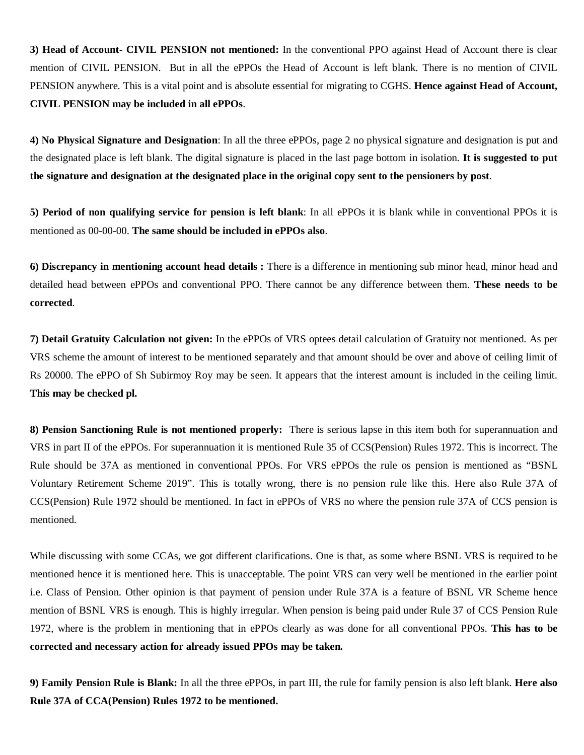**3) Head of Account- CIVIL PENSION not mentioned:** In the conventional PPO against Head of Account there is clear mention of CIVIL PENSION. But in all the ePPOs the Head of Account is left blank. There is no mention of CIVIL PENSION anywhere. This is a vital point and is absolute essential for migrating to CGHS. **Hence against Head of Account, CIVIL PENSION may be included in all ePPOs**.

**4) No Physical Signature and Designation**: In all the three ePPOs, page 2 no physical signature and designation is put and the designated place is left blank. The digital signature is placed in the last page bottom in isolation. **It is suggested to put the signature and designation at the designated place in the original copy sent to the pensioners by post**.

**5) Period of non qualifying service for pension is left blank**: In all ePPOs it is blank while in conventional PPOs it is mentioned as 00-00-00. **The same should be included in ePPOs also**.

**6) Discrepancy in mentioning account head details :** There is a difference in mentioning sub minor head, minor head and detailed head between ePPOs and conventional PPO. There cannot be any difference between them. **These needs to be corrected**.

**7) Detail Gratuity Calculation not given:** In the ePPOs of VRS optees detail calculation of Gratuity not mentioned. As per VRS scheme the amount of interest to be mentioned separately and that amount should be over and above of ceiling limit of Rs 20000. The ePPO of Sh Subirmoy Roy may be seen. It appears that the interest amount is included in the ceiling limit. **This may be checked pl.**

**8) Pension Sanctioning Rule is not mentioned properly:** There is serious lapse in this item both for superannuation and VRS in part II of the ePPOs. For superannuation it is mentioned Rule 35 of CCS(Pension) Rules 1972. This is incorrect. The Rule should be 37A as mentioned in conventional PPOs. For VRS ePPOs the rule os pension is mentioned as "BSNL Voluntary Retirement Scheme 2019". This is totally wrong, there is no pension rule like this. Here also Rule 37A of CCS(Pension) Rule 1972 should be mentioned. In fact in ePPOs of VRS no where the pension rule 37A of CCS pension is mentioned.

While discussing with some CCAs, we got different clarifications. One is that, as some where BSNL VRS is required to be mentioned hence it is mentioned here. This is unacceptable. The point VRS can very well be mentioned in the earlier point i.e. Class of Pension. Other opinion is that payment of pension under Rule 37A is a feature of BSNL VR Scheme hence mention of BSNL VRS is enough. This is highly irregular. When pension is being paid under Rule 37 of CCS Pension Rule 1972, where is the problem in mentioning that in ePPOs clearly as was done for all conventional PPOs. **This has to be corrected and necessary action for already issued PPOs may be taken.**

**9) Family Pension Rule is Blank:** In all the three ePPOs, in part III, the rule for family pension is also left blank. **Here also Rule 37A of CCA(Pension) Rules 1972 to be mentioned.**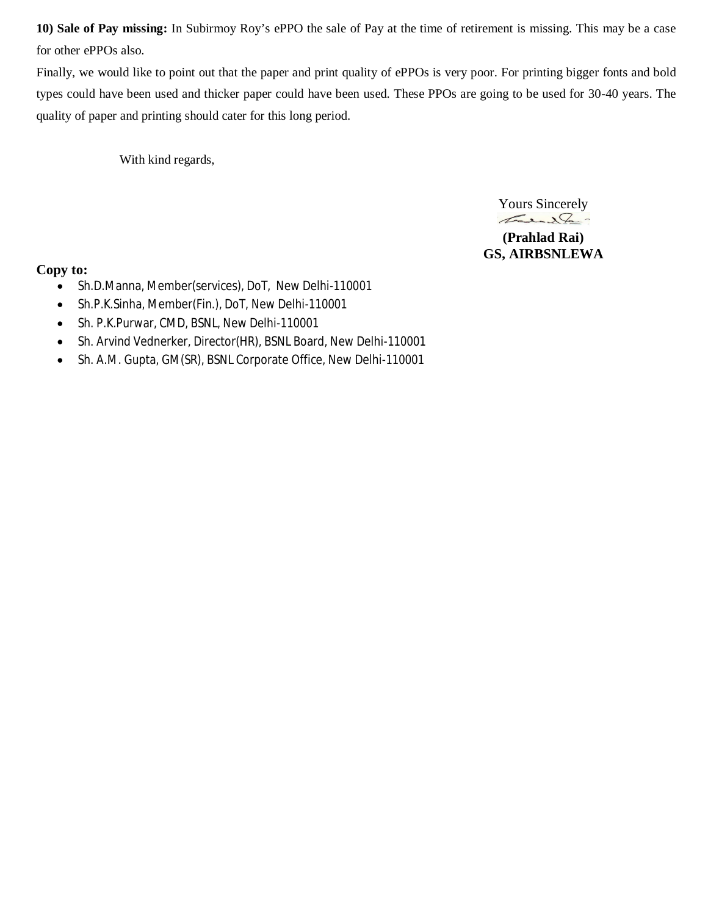**10) Sale of Pay missing:** In Subirmoy Roy's ePPO the sale of Pay at the time of retirement is missing. This may be a case for other ePPOs also.

Finally, we would like to point out that the paper and print quality of ePPOs is very poor. For printing bigger fonts and bold types could have been used and thicker paper could have been used. These PPOs are going to be used for 30-40 years. The quality of paper and printing should cater for this long period.

With kind regards,

Yours Sincerely

**(Prahlad Rai)**
**GS, AIRBSNLEWA**

**Copy to:**

- Sh.D.Manna, Member(services), DoT, New Delhi-110001
- Sh.P.K.Sinha, Member(Fin.), DoT, New Delhi-110001
- Sh. P.K.Purwar, CMD, BSNL, New Delhi-110001
- Sh. Arvind Vednerker, Director(HR), BSNL Board, New Delhi-110001
- Sh. A.M. Gupta, GM(SR), BSNL Corporate Office, New Delhi-110001